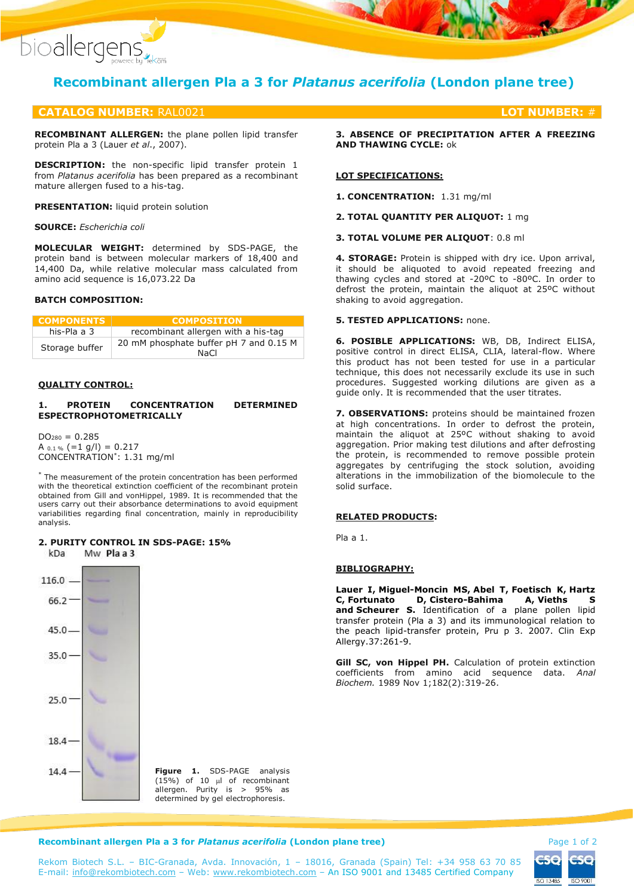# Recombinant allergen Pla a 3 for *Platanus acerifolia* (London plane tree)

**CATALOG NUMBER:** RAL0021 **LOT NUMBER:** #

**RECOMBINANT ALLERGEN:** the plane pollen lipid transfer protein Pla a 3 (Lauer *et al.*, 2007).

**DESCRIPTION:** the non-specific lipid transfer protein 1 from *Platanus acerifolia* has been prepared as a recombinant mature allergen fused to a his-tag.

**PRESENTATION:** liquid protein solution

**SOURCE:** *Escherichia coli*

**MOLECULAR WEIGHT:** determined by SDS-PAGE, the protein band is between molecular markers of 18,400 and 14,400 Da, while relative molecular mass calculated from amino acid sequence is 16,073.22 Da

**BATCH COMPOSITION:**

| COMPONENTS | COMPOSITION |
|---|---|
| his-Pla a 3 | recombinant allergen with a his-tag |
| Storage buffer | 20 mM phosphate buffer pH 7 and 0.15 M NaCl |

**QUALITY CONTROL:**

**1. PROTEIN CONCENTRATION DETERMINED ESPECTROPHOTOMETRICALLY**

$DO_{280}$ = 0.285
$A_{0.1\%}$ (=1 g/l) = 0.217
CONCENTRATION*: 1.31 mg/ml

* The measurement of the protein concentration has been performed with the theoretical extinction coefficient of the recombinant protein obtained from Gill and vonHippel, 1989. It is recommended that the users carry out their absorbance determinations to avoid equipment variabilities regarding final concentration, mainly in reproducibility analysis.

**2. PURITY CONTROL IN SDS-PAGE: 15%**

kDa: 116.0, 66.2, 45.0, 35.0, 25.0, 18.4, 14.4 — Lanes: Mw, Pla a 3

**Figure 1.** SDS-PAGE analysis (15%) of 10 μl of recombinant allergen. Purity is > 95% as determined by gel electrophoresis.

**3. ABSENCE OF PRECIPITATION AFTER A FREEZING AND THAWING CYCLE:** ok

**LOT SPECIFICATIONS:**

**1. CONCENTRATION:** 1.31 mg/ml

**2. TOTAL QUANTITY PER ALIQUOT:** 1 mg

**3. TOTAL VOLUME PER ALIQUOT**: 0.8 ml

**4. STORAGE:** Protein is shipped with dry ice. Upon arrival, it should be aliquoted to avoid repeated freezing and thawing cycles and stored at -20ºC to -80ºC. In order to defrost the protein, maintain the aliquot at 25ºC without shaking to avoid aggregation.

**5. TESTED APPLICATIONS:** none.

**6. POSIBLE APPLICATIONS:** WB, DB, Indirect ELISA, positive control in direct ELISA, CLIA, lateral-flow. Where this product has not been tested for use in a particular technique, this does not necessarily exclude its use in such procedures. Suggested working dilutions are given as a guide only. It is recommended that the user titrates.

**7. OBSERVATIONS:** proteins should be maintained frozen at high concentrations. In order to defrost the protein, maintain the aliquot at 25ºC without shaking to avoid aggregation. Prior making test dilutions and after defrosting the protein, is recommended to remove possible protein aggregates by centrifuging the stock solution, avoiding alterations in the immobilization of the biomolecule to the solid surface.

**RELATED PRODUCTS:**

Pla a 1.

**BIBLIOGRAPHY:**

**Lauer I, Miguel-Moncin MS, Abel T, Foetisch K, Hartz C, Fortunato D, Cistero-Bahima A, Vieths S and Scheurer S.** Identification of a plane pollen lipid transfer protein (Pla a 3) and its immunological relation to the peach lipid-transfer protein, Pru p 3. 2007. Clin Exp Allergy.37:261-9.

**Gill SC, von Hippel PH.** Calculation of protein extinction coefficients from amino acid sequence data. *Anal Biochem.* 1989 Nov 1;182(2):319-26.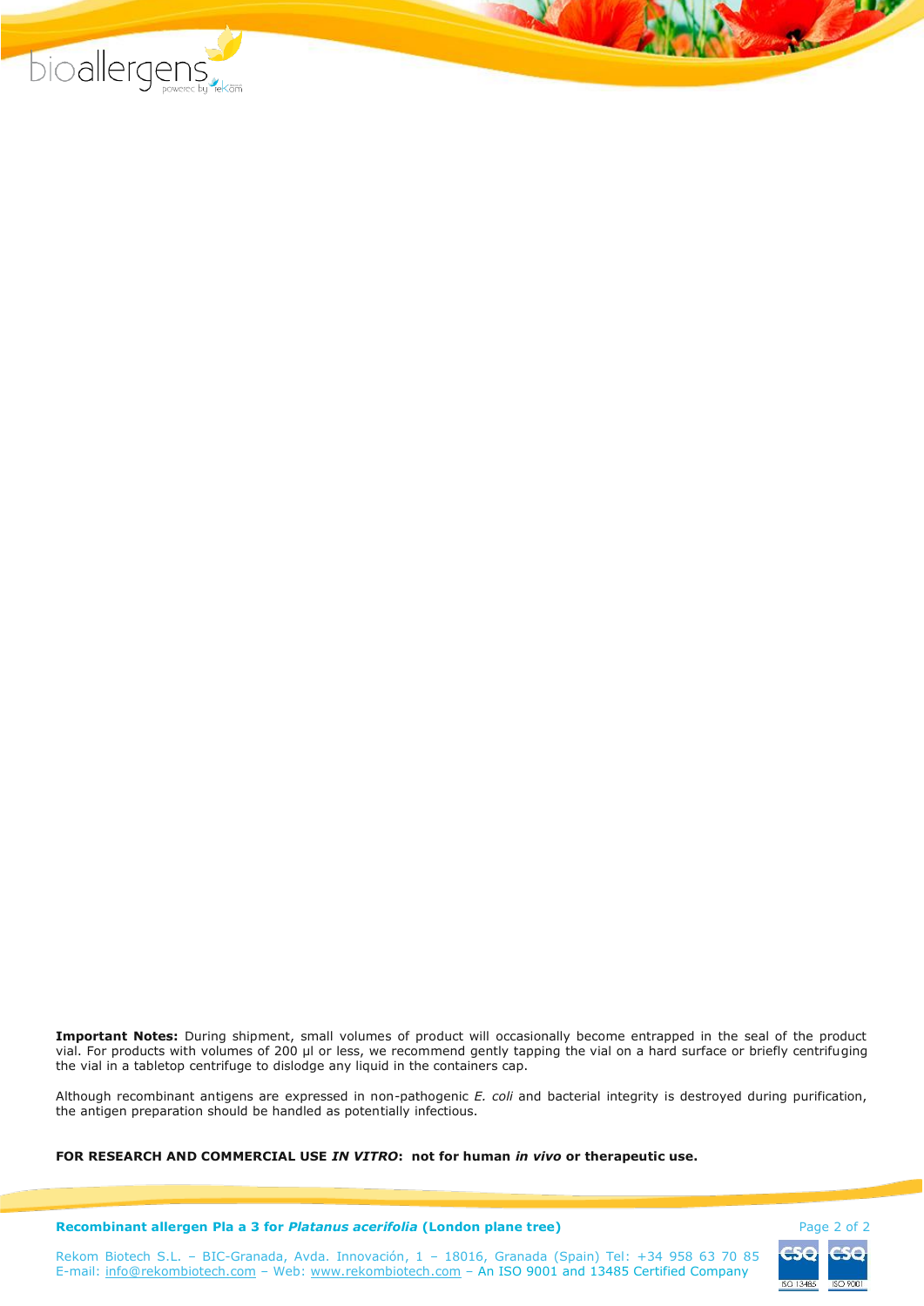**Important Notes:** During shipment, small volumes of product will occasionally become entrapped in the seal of the product vial. For products with volumes of 200 µl or less, we recommend gently tapping the vial on a hard surface or briefly centrifuging the vial in a tabletop centrifuge to dislodge any liquid in the containers cap.

Although recombinant antigens are expressed in non-pathogenic *E. coli* and bacterial integrity is destroyed during purification, the antigen preparation should be handled as potentially infectious.

**FOR RESEARCH AND COMMERCIAL USE *IN VITRO*: not for human *in vivo* or therapeutic use.**